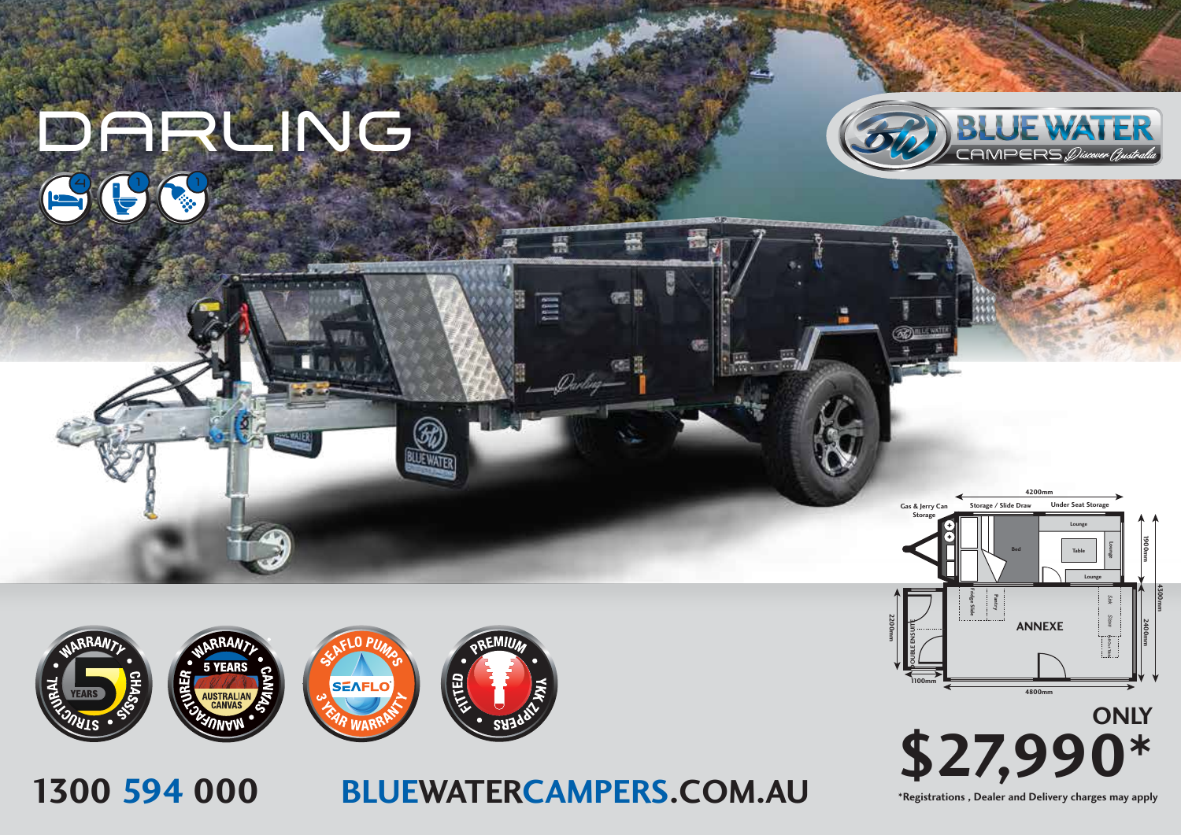# DARLING

4 1 1

**BLUE WATER** CAMPERS *Discover Australia*

Gas & Jerry Can Storage

Storage / Slide Draw

Under Seat Storage

4200mm

Lounge

Bed

Table

Lounge

Lounge

1900mm

4300mm

Fridge Slide

Pantry

DOUBLE ENSUITE

ANNEXE

Sink

Stove

2200mm

2400mm

1100mm

4800mm

5 YEARS WARRANTY • STRUCTURAL CHASSIS

WARRANTY • 5 YEARS AUSTRALIAN CANVAS • MANUFACTURER CANVAS

SEAFLO PUMPS • SEAFLO • 3 YEAR WARRANTY

PREMIUM • FITTED • YKK ZIPPERS

**ONLY $27,990***

**\*Registrations , Dealer and Delivery charges may apply**

**1300 594 000**

**BLUEWATERCAMPERS.COM.AU**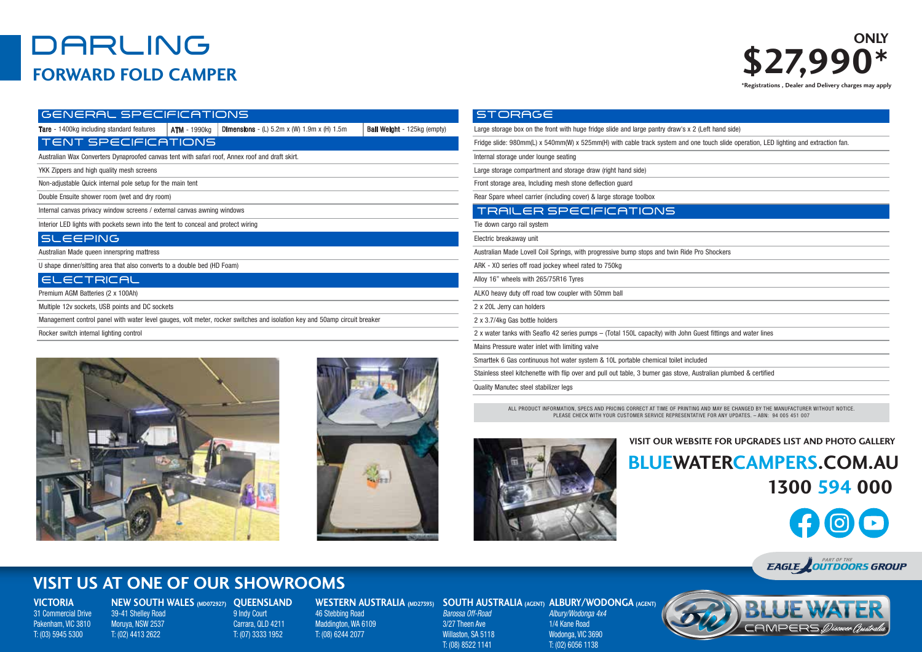# DARLING
## FORWARD FOLD CAMPER

**ONLY**
**$27,990***
*Registrations , Dealer and Delivery charges may apply

## GENERAL SPECIFICATIONS

| | | | |
|---|---|---|---|
| **Tare** - 1400kg including standard features | **ATM** - 1990kg | **Dimensions** - (L) 5.2m x (W) 1.9m x (H) 1.5m | **Ball Weight** - 125kg (empty) |

## TENT SPECIFICATIONS

- Australian Wax Converters Dynaproofed canvas tent with safari roof, Annex roof and draft skirt.
- YKK Zippers and high quality mesh screens
- Non-adjustable Quick internal pole setup for the main tent
- Double Ensuite shower room (wet and dry room)
- Internal canvas privacy window screens / external canvas awning windows
- Interior LED lights with pockets sewn into the tent to conceal and protect wiring

## SLEEPING

- Australian Made queen innerspring mattress
- U shape dinner/sitting area that also converts to a double bed (HD Foam)

## ELECTRICAL

- Premium AGM Batteries (2 x 100Ah)
- Multiple 12v sockets, USB points and DC sockets
- Management control panel with water level gauges, volt meter, rocker switches and isolation key and 50amp circuit breaker
- Rocker switch internal lighting control

## STORAGE

- Large storage box on the front with huge fridge slide and large pantry draw's x 2 (Left hand side)
- Fridge slide: 980mm(L) x 540mm(W) x 525mm(H) with cable track system and one touch slide operation, LED lighting and extraction fan.
- Internal storage under lounge seating
- Large storage compartment and storage draw (right hand side)
- Front storage area, Including mesh stone deflection guard
- Rear Spare wheel carrier (including cover) & large storage toolbox

## TRAILER SPECIFICATIONS

- Tie down cargo rail system
- Electric breakaway unit
- Australian Made Lovell Coil Springs, with progressive bump stops and twin Ride Pro Shockers
- ARK - XO series off road jockey wheel rated to 750kg
- Alloy 16" wheels with 265/75R16 Tyres
- ALKO heavy duty off road tow coupler with 50mm ball
- 2 x 20L Jerry can holders
- 2 x 3.7/4kg Gas bottle holders
- 2 x water tanks with Seaflo 42 series pumps – (Total 150L capacity) with John Guest fittings and water lines
- Mains Pressure water inlet with limiting valve
- Smarttek 6 Gas continuous hot water system & 10L portable chemical toilet included
- Stainless steel kitchenette with flip over and pull out table, 3 burner gas stove, Australian plumbed & certified
- Quality Manutec steel stabilizer legs

ALL PRODUCT INFORMATION, SPECS AND PRICING CORRECT AT TIME OF PRINTING AND MAY BE CHANGED BY THE MANUFACTURER WITHOUT NOTICE. PLEASE CHECK WITH YOUR CUSTOMER SERVICE REPRESENTATIVE FOR ANY UPDATES. – ABN: 94 005 451 007

**VISIT OUR WEBSITE FOR UPGRADES LIST AND PHOTO GALLERY**

**BLUEWATERCAMPERS.COM.AU**

**1300 594 000**

PART OF THE EAGLE OUTDOORS GROUP

## VISIT US AT ONE OF OUR SHOWROOMS

**VICTORIA**
31 Commercial Drive
Pakenham, VIC 3810
T: (03) 5945 5300

**NEW SOUTH WALES (MD072927)**
39-41 Shelley Road
Moruya, NSW 2537
T: (02) 4413 2622

**QUEENSLAND**
9 Indy Court
Carrara, QLD 4211
T: (07) 3333 1952

**WESTERN AUSTRALIA (MD27393)**
46 Stebbing Road
Maddington, WA 6109
T: (08) 6244 2077

**SOUTH AUSTRALIA (AGENT)**
*Barossa Off-Road*
3/27 Theen Ave
Willaston, SA 5118
T: (08) 8522 1141

**ALBURY/WODONGA (AGENT)**
*Albury/Wodonga 4x4*
1/4 Kane Road
Wodonga, VIC 3690
T: (02) 6056 1138

BLUE WATER CAMPERS *Discover Australia*